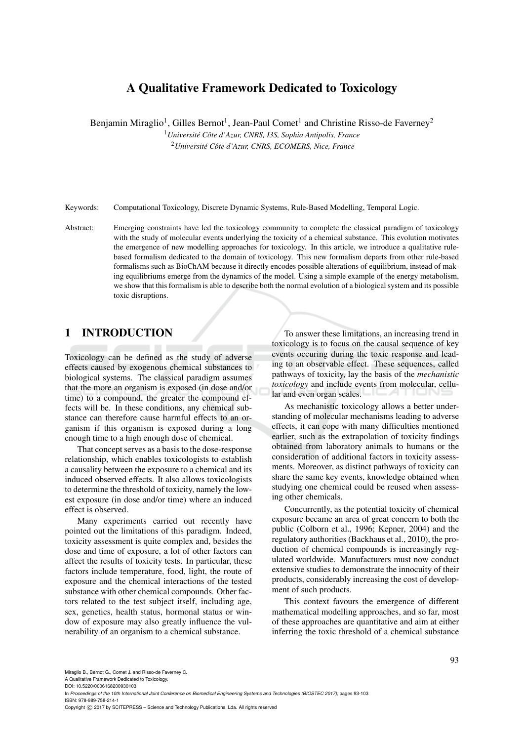# A Qualitative Framework Dedicated to Toxicology

Benjamin Miraglio[1], Gilles Bernot[1], Jean-Paul Comet[1] and Christine Risso-de Faverney[2]

[1]*Université Côte d'Azur, CNRS, I3S, Sophia Antipolis, France*

[2]*Université Côte d'Azur, CNRS, ECOMERS, Nice, France*

Keywords: Computational Toxicology, Discrete Dynamic Systems, Rule-Based Modelling, Temporal Logic.

Abstract: Emerging constraints have led the toxicology community to complete the classical paradigm of toxicology with the study of molecular events underlying the toxicity of a chemical substance. This evolution motivates the emergence of new modelling approaches for toxicology. In this article, we introduce a qualitative rule-based formalism dedicated to the domain of toxicology. This new formalism departs from other rule-based formalisms such as BioChAM because it directly encodes possible alterations of equilibrium, instead of making equilibriums emerge from the dynamics of the model. Using a simple example of the energy metabolism, we show that this formalism is able to describe both the normal evolution of a biological system and its possible toxic disruptions.

## 1 INTRODUCTION

Toxicology can be defined as the study of adverse effects caused by exogenous chemical substances to biological systems. The classical paradigm assumes that the more an organism is exposed (in dose and/or time) to a compound, the greater the compound effects will be. In these conditions, any chemical substance can therefore cause harmful effects to an organism if this organism is exposed during a long enough time to a high enough dose of chemical.

That concept serves as a basis to the dose-response relationship, which enables toxicologists to establish a causality between the exposure to a chemical and its induced observed effects. It also allows toxicologists to determine the threshold of toxicity, namely the lowest exposure (in dose and/or time) where an induced effect is observed.

Many experiments carried out recently have pointed out the limitations of this paradigm. Indeed, toxicity assessment is quite complex and, besides the dose and time of exposure, a lot of other factors can affect the results of toxicity tests. In particular, these factors include temperature, food, light, the route of exposure and the chemical interactions of the tested substance with other chemical compounds. Other factors related to the test subject itself, including age, sex, genetics, health status, hormonal status or window of exposure may also greatly influence the vulnerability of an organism to a chemical substance.

To answer these limitations, an increasing trend in toxicology is to focus on the causal sequence of key events occuring during the toxic response and leading to an observable effect. These sequences, called pathways of toxicity, lay the basis of the *mechanistic toxicology* and include events from molecular, cellular and even organ scales.

As mechanistic toxicology allows a better understanding of molecular mechanisms leading to adverse effects, it can cope with many difficulties mentioned earlier, such as the extrapolation of toxicity findings obtained from laboratory animals to humans or the consideration of additional factors in toxicity assessments. Moreover, as distinct pathways of toxicity can share the same key events, knowledge obtained when studying one chemical could be reused when assessing other chemicals.

Concurrently, as the potential toxicity of chemical exposure became an area of great concern to both the public (Colborn et al., 1996; Kepner, 2004) and the regulatory authorities (Backhaus et al., 2010), the production of chemical compounds is increasingly regulated worldwide. Manufacturers must now conduct extensive studies to demonstrate the innocuity of their products, considerably increasing the cost of development of such products.

This context favours the emergence of different mathematical modelling approaches, and so far, most of these approaches are quantitative and aim at either inferring the toxic threshold of a chemical substance

Miraglio B., Bernot G., Comet J. and Risso-de Faverney C.
A Qualitative Framework Dedicated to Toxicology.
DOI: 10.5220/0006168200930103
In *Proceedings of the 10th International Joint Conference on Biomedical Engineering Systems and Technologies (BIOSTEC 2017)*, pages 93-103
ISBN: 978-989-758-214-1
Copyright © 2017 by SCITEPRESS – Science and Technology Publications, Lda. All rights reserved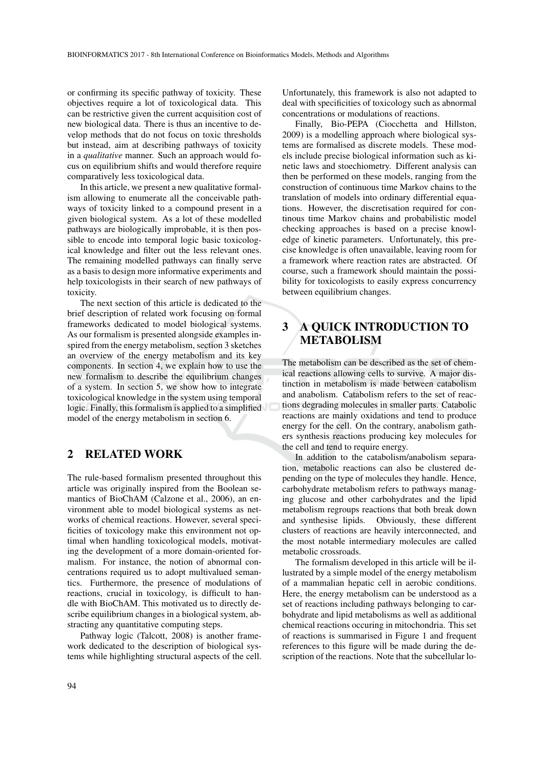or confirming its specific pathway of toxicity. These objectives require a lot of toxicological data. This can be restrictive given the current acquisition cost of new biological data. There is thus an incentive to develop methods that do not focus on toxic thresholds but instead, aim at describing pathways of toxicity in a *qualitative* manner. Such an approach would focus on equilibrium shifts and would therefore require comparatively less toxicological data.

In this article, we present a new qualitative formalism allowing to enumerate all the conceivable pathways of toxicity linked to a compound present in a given biological system. As a lot of these modelled pathways are biologically improbable, it is then possible to encode into temporal logic basic toxicological knowledge and filter out the less relevant ones. The remaining modelled pathways can finally serve as a basis to design more informative experiments and help toxicologists in their search of new pathways of toxicity.

The next section of this article is dedicated to the brief description of related work focusing on formal frameworks dedicated to model biological systems. As our formalism is presented alongside examples inspired from the energy metabolism, section 3 sketches an overview of the energy metabolism and its key components. In section 4, we explain how to use the new formalism to describe the equilibrium changes of a system. In section 5, we show how to integrate toxicological knowledge in the system using temporal logic. Finally, this formalism is applied to a simplified model of the energy metabolism in section 6.

## 2 RELATED WORK

The rule-based formalism presented throughout this article was originally inspired from the Boolean semantics of BioChAM (Calzone et al., 2006), an environment able to model biological systems as networks of chemical reactions. However, several specificities of toxicology make this environment not optimal when handling toxicological models, motivating the development of a more domain-oriented formalism. For instance, the notion of abnormal concentrations required us to adopt multivalued semantics. Furthermore, the presence of modulations of reactions, crucial in toxicology, is difficult to handle with BioChAM. This motivated us to directly describe equilibrium changes in a biological system, abstracting any quantitative computing steps.

Pathway logic (Talcott, 2008) is another framework dedicated to the description of biological systems while highlighting structural aspects of the cell. Unfortunately, this framework is also not adapted to deal with specificities of toxicology such as abnormal concentrations or modulations of reactions.

Finally, Bio-PEPA (Ciocchetta and Hillston, 2009) is a modelling approach where biological systems are formalised as discrete models. These models include precise biological information such as kinetic laws and stoechiometry. Different analysis can then be performed on these models, ranging from the construction of continuous time Markov chains to the translation of models into ordinary differential equations. However, the discretisation required for continous time Markov chains and probabilistic model checking approaches is based on a precise knowledge of kinetic parameters. Unfortunately, this precise knowledge is often unavailable, leaving room for a framework where reaction rates are abstracted. Of course, such a framework should maintain the possibility for toxicologists to easily express concurrency between equilibrium changes.

## 3 A QUICK INTRODUCTION TO METABOLISM

The metabolism can be described as the set of chemical reactions allowing cells to survive. A major distinction in metabolism is made between catabolism and anabolism. Catabolism refers to the set of reactions degrading molecules in smaller parts. Catabolic reactions are mainly oxidations and tend to produce energy for the cell. On the contrary, anabolism gathers synthesis reactions producing key molecules for the cell and tend to require energy.

In addition to the catabolism/anabolism separation, metabolic reactions can also be clustered depending on the type of molecules they handle. Hence, carbohydrate metabolism refers to pathways managing glucose and other carbohydrates and the lipid metabolism regroups reactions that both break down and synthesise lipids. Obviously, these different clusters of reactions are heavily interconnected, and the most notable intermediary molecules are called metabolic crossroads.

The formalism developed in this article will be illustrated by a simple model of the energy metabolism of a mammalian hepatic cell in aerobic conditions. Here, the energy metabolism can be understood as a set of reactions including pathways belonging to carbohydrate and lipid metabolisms as well as additional chemical reactions occuring in mitochondria. This set of reactions is summarised in Figure 1 and frequent references to this figure will be made during the description of the reactions. Note that the subcellular lo-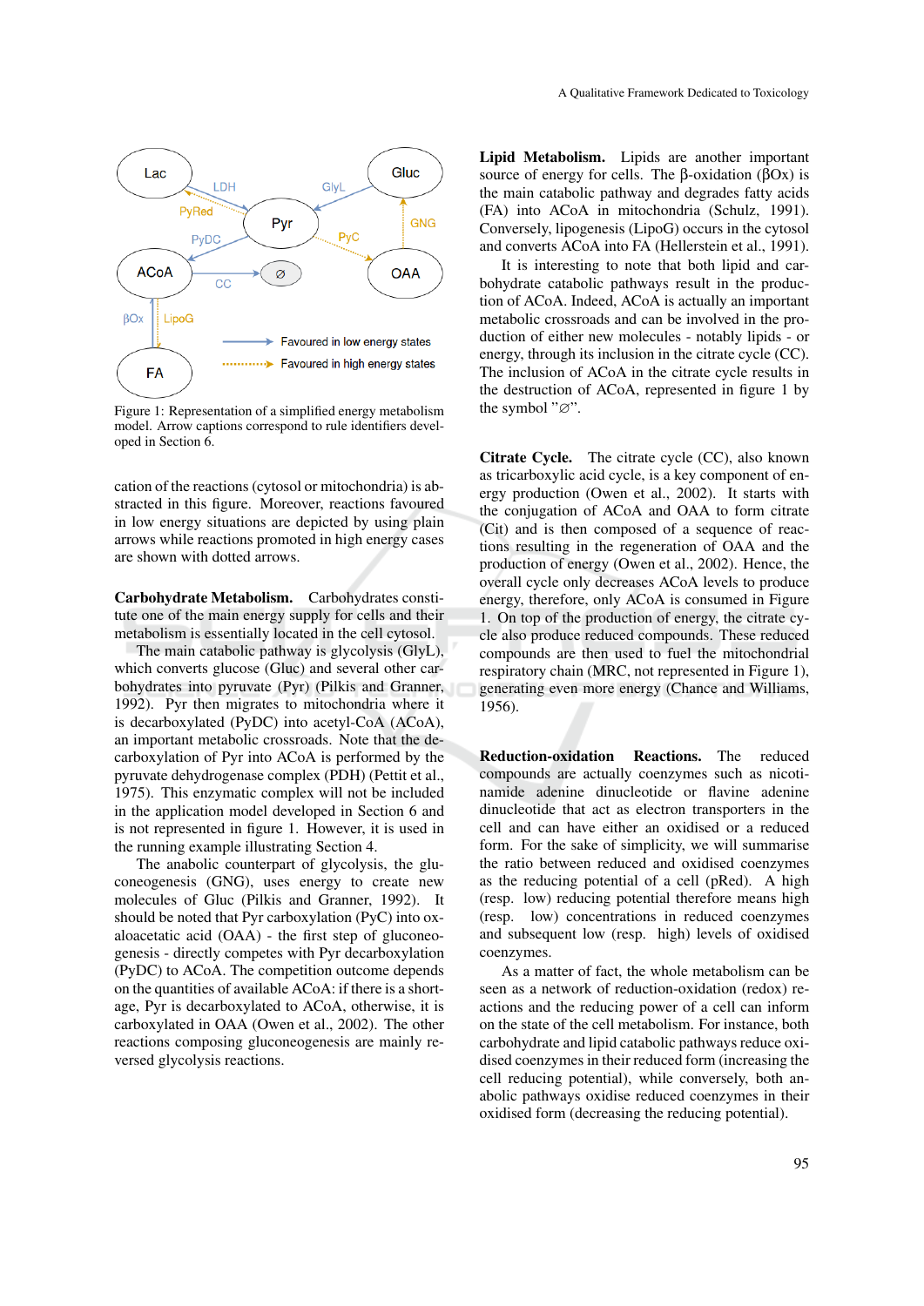Figure 1: Representation of a simplified energy metabolism model. Arrow captions correspond to rule identifiers developed in Section 6.

cation of the reactions (cytosol or mitochondria) is abstracted in this figure. Moreover, reactions favoured in low energy situations are depicted by using plain arrows while reactions promoted in high energy cases are shown with dotted arrows.

**Carbohydrate Metabolism.** Carbohydrates constitute one of the main energy supply for cells and their metabolism is essentially located in the cell cytosol.

The main catabolic pathway is glycolysis (GlyL), which converts glucose (Gluc) and several other carbohydrates into pyruvate (Pyr) (Pilkis and Granner, 1992). Pyr then migrates to mitochondria where it is decarboxylated (PyDC) into acetyl-CoA (ACoA), an important metabolic crossroads. Note that the decarboxylation of Pyr into ACoA is performed by the pyruvate dehydrogenase complex (PDH) (Pettit et al., 1975). This enzymatic complex will not be included in the application model developed in Section 6 and is not represented in figure 1. However, it is used in the running example illustrating Section 4.

The anabolic counterpart of glycolysis, the gluconeogenesis (GNG), uses energy to create new molecules of Gluc (Pilkis and Granner, 1992). It should be noted that Pyr carboxylation (PyC) into oxaloacetatic acid (OAA) - the first step of gluconeogenesis - directly competes with Pyr decarboxylation (PyDC) to ACoA. The competition outcome depends on the quantities of available ACoA: if there is a shortage, Pyr is decarboxylated to ACoA, otherwise, it is carboxylated in OAA (Owen et al., 2002). The other reactions composing gluconeogenesis are mainly reversed glycolysis reactions.

**Lipid Metabolism.** Lipids are another important source of energy for cells. The β-oxidation (βOx) is the main catabolic pathway and degrades fatty acids (FA) into ACoA in mitochondria (Schulz, 1991). Conversely, lipogenesis (LipoG) occurs in the cytosol and converts ACoA into FA (Hellerstein et al., 1991).

It is interesting to note that both lipid and carbohydrate catabolic pathways result in the production of ACoA. Indeed, ACoA is actually an important metabolic crossroads and can be involved in the production of either new molecules - notably lipids - or energy, through its inclusion in the citrate cycle (CC). The inclusion of ACoA in the citrate cycle results in the destruction of ACoA, represented in figure 1 by the symbol "∅".

**Citrate Cycle.** The citrate cycle (CC), also known as tricarboxylic acid cycle, is a key component of energy production (Owen et al., 2002). It starts with the conjugation of ACoA and OAA to form citrate (Cit) and is then composed of a sequence of reactions resulting in the regeneration of OAA and the production of energy (Owen et al., 2002). Hence, the overall cycle only decreases ACoA levels to produce energy, therefore, only ACoA is consumed in Figure 1. On top of the production of energy, the citrate cycle also produce reduced compounds. These reduced compounds are then used to fuel the mitochondrial respiratory chain (MRC, not represented in Figure 1), generating even more energy (Chance and Williams, 1956).

**Reduction-oxidation Reactions.** The reduced compounds are actually coenzymes such as nicotinamide adenine dinucleotide or flavine adenine dinucleotide that act as electron transporters in the cell and can have either an oxidised or a reduced form. For the sake of simplicity, we will summarise the ratio between reduced and oxidised coenzymes as the reducing potential of a cell (pRed). A high (resp. low) reducing potential therefore means high (resp. low) concentrations in reduced coenzymes and subsequent low (resp. high) levels of oxidised coenzymes.

As a matter of fact, the whole metabolism can be seen as a network of reduction-oxidation (redox) reactions and the reducing power of a cell can inform on the state of the cell metabolism. For instance, both carbohydrate and lipid catabolic pathways reduce oxidised coenzymes in their reduced form (increasing the cell reducing potential), while conversely, both anabolic pathways oxidise reduced coenzymes in their oxidised form (decreasing the reducing potential).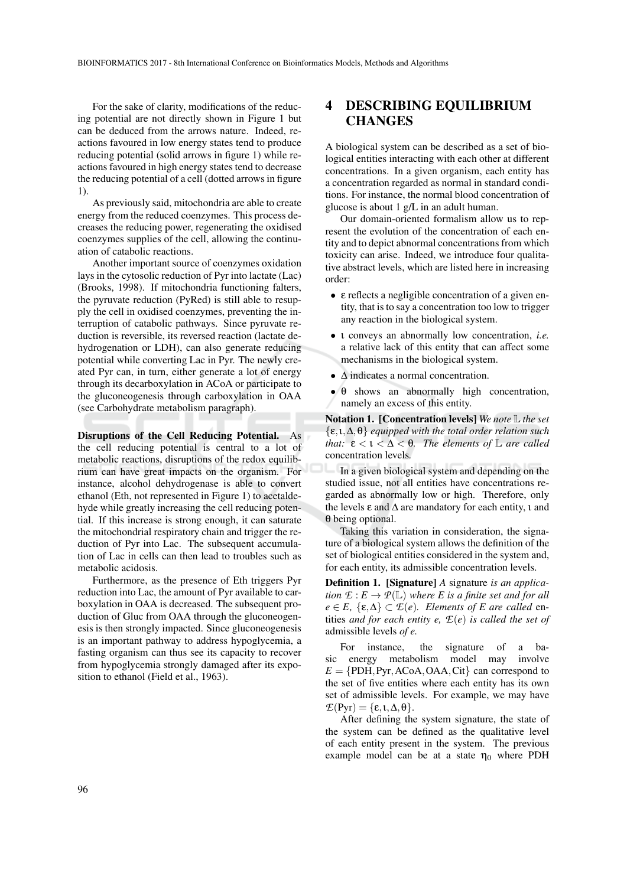For the sake of clarity, modifications of the reducing potential are not directly shown in Figure 1 but can be deduced from the arrows nature. Indeed, reactions favoured in low energy states tend to produce reducing potential (solid arrows in figure 1) while reactions favoured in high energy states tend to decrease the reducing potential of a cell (dotted arrows in figure 1).

As previously said, mitochondria are able to create energy from the reduced coenzymes. This process decreases the reducing power, regenerating the oxidised coenzymes supplies of the cell, allowing the continuation of catabolic reactions.

Another important source of coenzymes oxidation lays in the cytosolic reduction of Pyr into lactate (Lac) (Brooks, 1998). If mitochondria functioning falters, the pyruvate reduction (PyRed) is still able to resupply the cell in oxidised coenzymes, preventing the interruption of catabolic pathways. Since pyruvate reduction is reversible, its reversed reaction (lactate dehydrogenation or LDH), can also generate reducing potential while converting Lac in Pyr. The newly created Pyr can, in turn, either generate a lot of energy through its decarboxylation in ACoA or participate to the gluconeogenesis through carboxylation in OAA (see Carbohydrate metabolism paragraph).

**Disruptions of the Cell Reducing Potential.** As the cell reducing potential is central to a lot of metabolic reactions, disruptions of the redox equilibrium can have great impacts on the organism. For instance, alcohol dehydrogenase is able to convert ethanol (Eth, not represented in Figure 1) to acetaldehyde while greatly increasing the cell reducing potential. If this increase is strong enough, it can saturate the mitochondrial respiratory chain and trigger the reduction of Pyr into Lac. The subsequent accumulation of Lac in cells can then lead to troubles such as metabolic acidosis.

Furthermore, as the presence of Eth triggers Pyr reduction into Lac, the amount of Pyr available to carboxylation in OAA is decreased. The subsequent production of Gluc from OAA through the gluconeogenesis is then strongly impacted. Since gluconeogenesis is an important pathway to address hypoglycemia, a fasting organism can thus see its capacity to recover from hypoglycemia strongly damaged after its exposition to ethanol (Field et al., 1963).

# 4 DESCRIBING EQUILIBRIUM CHANGES

A biological system can be described as a set of biological entities interacting with each other at different concentrations. In a given organism, each entity has a concentration regarded as normal in standard conditions. For instance, the normal blood concentration of glucose is about 1 g/L in an adult human.

Our domain-oriented formalism allow us to represent the evolution of the concentration of each entity and to depict abnormal concentrations from which toxicity can arise. Indeed, we introduce four qualitative abstract levels, which are listed here in increasing order:

- $\varepsilon$ reflects a negligible concentration of a given entity, that is to say a concentration too low to trigger any reaction in the biological system.
- $\iota$ conveys an abnormally low concentration, *i.e.* a relative lack of this entity that can affect some mechanisms in the biological system.
- $\Delta$ indicates a normal concentration.
- $\theta$ shows an abnormally high concentration, namely an excess of this entity.

**Notation 1. [Concentration levels]** *We note $\mathbb{L}$ the set $\{\varepsilon, \iota, \Delta, \theta\}$ equipped with the total order relation such that: $\varepsilon < \iota < \Delta < \theta$. The elements of $\mathbb{L}$ are called* concentration levels*.*

In a given biological system and depending on the studied issue, not all entities have concentrations regarded as abnormally low or high. Therefore, only the levels $\varepsilon$ and $\Delta$ are mandatory for each entity, $\iota$ and $\theta$ being optional.

Taking this variation in consideration, the signature of a biological system allows the definition of the set of biological entities considered in the system and, for each entity, its admissible concentration levels.

**Definition 1. [Signature]** *A* signature *is an application $\mathcal{E} : E \to \mathcal{P}(\mathbb{L})$ where $E$ is a finite set and for all $e \in E$, $\{\varepsilon, \Delta\} \subset \mathcal{E}(e)$. Elements of $E$ are called* entities *and for each entity $e$, $\mathcal{E}(e)$ is called the set of* admissible levels *of $e$.*

For instance, the signature of a basic energy metabolism model may involve $E = \{\text{PDH}, \text{Pyr}, \text{ACoA}, \text{OAA}, \text{Cit}\}$ can correspond to the set of five entities where each entity has its own set of admissible levels. For example, we may have $\mathcal{E}(\text{Pyr}) = \{\varepsilon, \iota, \Delta, \theta\}$.

After defining the system signature, the state of the system can be defined as the qualitative level of each entity present in the system. The previous example model can be at a state $\eta_0$ where PDH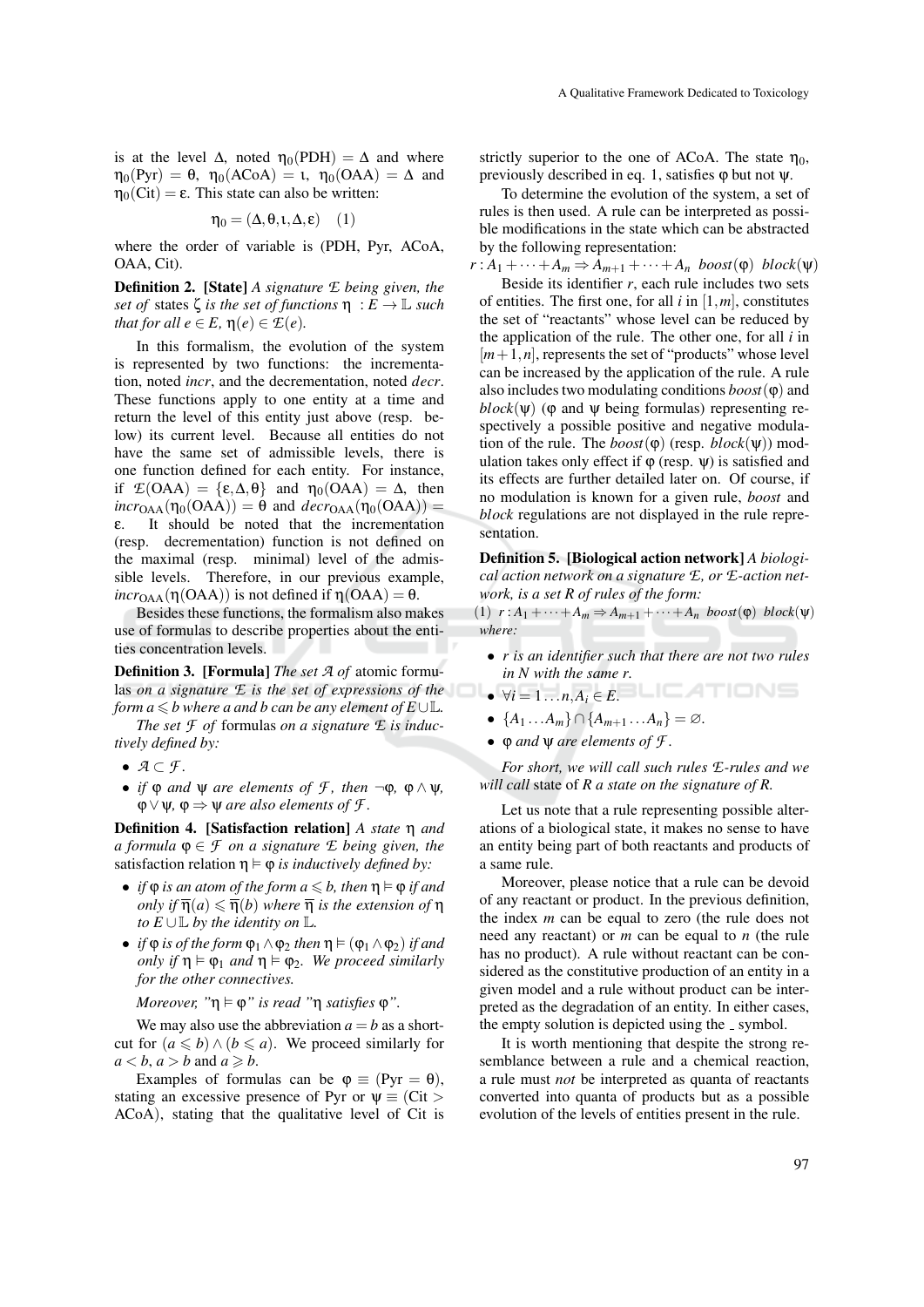is at the level $\Delta$, noted $\eta_0(\text{PDH}) = \Delta$ and where $\eta_0(\text{Pyr}) = \theta$, $\eta_0(\text{ACoA}) = \iota$, $\eta_0(\text{OAA}) = \Delta$ and $\eta_0(\text{Cit}) = \varepsilon$. This state can also be written:

$$\eta_0 = (\Delta, \theta, \iota, \Delta, \varepsilon) \quad (1)$$

where the order of variable is (PDH, Pyr, ACoA, OAA, Cit).

**Definition 2. [State]** *A signature $\mathcal{E}$ being given, the set of* states $\zeta$ *is the set of functions $\eta : E \to \mathbb{L}$ such that for all $e \in E$, $\eta(e) \in \mathcal{E}(e)$.*

In this formalism, the evolution of the system is represented by two functions: the incrementation, noted *incr*, and the decrementation, noted *decr*. These functions apply to one entity at a time and return the level of this entity just above (resp. below) its current level. Because all entities do not have the same set of admissible levels, there is one function defined for each entity. For instance, if $\mathcal{E}(\text{OAA}) = \{\varepsilon, \Delta, \theta\}$ and $\eta_0(\text{OAA}) = \Delta$, then $incr_{\text{OAA}}(\eta_0(\text{OAA})) = \theta$ and $decr_{\text{OAA}}(\eta_0(\text{OAA})) = \varepsilon$. It should be noted that the incrementation (resp. decrementation) function is not defined on the maximal (resp. minimal) level of the admissible levels. Therefore, in our previous example, $incr_{\text{OAA}}(\eta(\text{OAA}))$ is not defined if $\eta(\text{OAA}) = \theta$.

Besides these functions, the formalism also makes use of formulas to describe properties about the entities concentration levels.

**Definition 3. [Formula]** *The set $\mathcal{A}$ of* atomic formulas *on a signature $\mathcal{E}$ is the set of expressions of the form $a \leqslant b$ where $a$ and $b$ can be any element of $E \cup \mathbb{L}$.*

*The set $\mathcal{F}$ of* formulas *on a signature $\mathcal{E}$ is inductively defined by:*

- *$\mathcal{A} \subset \mathcal{F}$.*
- *if $\varphi$ and $\psi$ are elements of $\mathcal{F}$, then $\neg\varphi$, $\varphi \wedge \psi$, $\varphi \vee \psi$, $\varphi \Rightarrow \psi$ are also elements of $\mathcal{F}$.*

**Definition 4. [Satisfaction relation]** *A state $\eta$ and a formula $\varphi \in \mathcal{F}$ on a signature $\mathcal{E}$ being given, the* satisfaction relation $\eta \vDash \varphi$ *is inductively defined by:*

- *if $\varphi$ is an atom of the form $a \leqslant b$, then $\eta \vDash \varphi$ if and only if $\overline{\eta}(a) \leqslant \overline{\eta}(b)$ where $\overline{\eta}$ is the extension of $\eta$ to $E \cup \mathbb{L}$ by the identity on $\mathbb{L}$.*
- *if $\varphi$ is of the form $\varphi_1 \wedge \varphi_2$ then $\eta \vDash (\varphi_1 \wedge \varphi_2)$ if and only if $\eta \vDash \varphi_1$ and $\eta \vDash \varphi_2$. We proceed similarly for the other connectives.*

*Moreover, "$\eta \vDash \varphi$" is read "$\eta$ satisfies $\varphi$".*

We may also use the abbreviation $a = b$ as a shortcut for $(a \leqslant b) \wedge (b \leqslant a)$. We proceed similarly for $a < b$, $a > b$ and $a \geqslant b$.

Examples of formulas can be $\varphi \equiv (\text{Pyr} = \theta)$, stating an excessive presence of Pyr or $\psi \equiv (\text{Cit} > \text{ACoA})$, stating that the qualitative level of Cit is strictly superior to the one of ACoA. The state $\eta_0$, previously described in eq. 1, satisfies $\varphi$ but not $\psi$.

To determine the evolution of the system, a set of rules is then used. A rule can be interpreted as possible modifications in the state which can be abstracted by the following representation:

$$r : A_1 + \cdots + A_m \Rightarrow A_{m+1} + \cdots + A_n \;\; boost(\varphi) \;\; block(\psi)$$

Beside its identifier $r$, each rule includes two sets of entities. The first one, for all $i$ in $[1,m]$, constitutes the set of "reactants" whose level can be reduced by the application of the rule. The other one, for all $i$ in $[m+1,n]$, represents the set of "products" whose level can be increased by the application of the rule. A rule also includes two modulating conditions $boost(\varphi)$ and $block(\psi)$ ($\varphi$ and $\psi$ being formulas) representing respectively a possible positive and negative modulation of the rule. The $boost(\varphi)$ (resp. $block(\psi)$) modulation takes only effect if $\varphi$ (resp. $\psi$) is satisfied and its effects are further detailed later on. Of course, if no modulation is known for a given rule, *boost* and *block* regulations are not displayed in the rule representation.

**Definition 5. [Biological action network]** *A biological action network on a signature $\mathcal{E}$, or $\mathcal{E}$-action network, is a set $R$ of rules of the form:*

(1) $r : A_1 + \cdots + A_m \Rightarrow A_{m+1} + \cdots + A_n \;\; boost(\varphi) \;\; block(\psi)$

*where:*

- *$r$ is an identifier such that there are not two rules in $N$ with the same $r$.*
- *$\forall i = 1 \ldots n, A_i \in E$.*
- *$\{A_1 \ldots A_m\} \cap \{A_{m+1} \ldots A_n\} = \varnothing$.*
- *$\varphi$ and $\psi$ are elements of $\mathcal{F}$.*

*For short, we will call such rules $\mathcal{E}$-rules and we will call* state *of $R$ a state on the signature of $R$.*

Let us note that a rule representing possible alterations of a biological state, it makes no sense to have an entity being part of both reactants and products of a same rule.

Moreover, please notice that a rule can be devoid of any reactant or product. In the previous definition, the index $m$ can be equal to zero (the rule does not need any reactant) or $m$ can be equal to $n$ (the rule has no product). A rule without reactant can be considered as the constitutive production of an entity in a given model and a rule without product can be interpreted as the degradation of an entity. In either cases, the empty solution is depicted using the _ symbol.

It is worth mentioning that despite the strong resemblance between a rule and a chemical reaction, a rule must *not* be interpreted as quanta of reactants converted into quanta of products but as a possible evolution of the levels of entities present in the rule.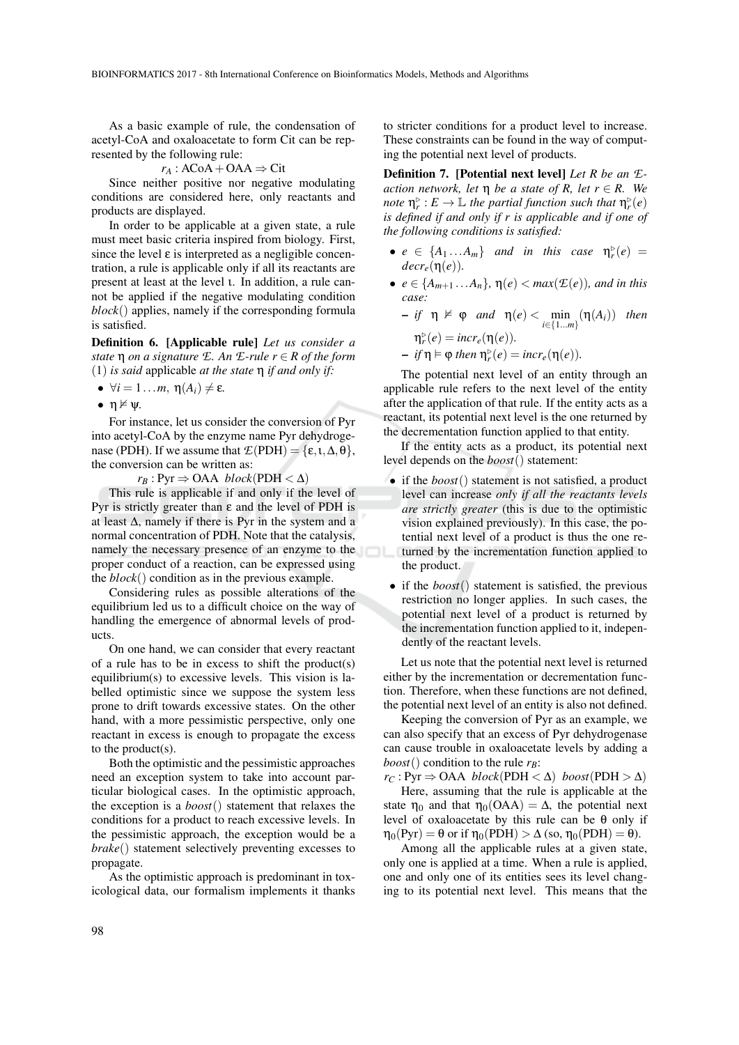As a basic example of rule, the condensation of acetyl-CoA and oxaloacetate to form Cit can be represented by the following rule:

$$r_A : \text{ACoA} + \text{OAA} \Rightarrow \text{Cit}$$

Since neither positive nor negative modulating conditions are considered here, only reactants and products are displayed.

In order to be applicable at a given state, a rule must meet basic criteria inspired from biology. First, since the level $\varepsilon$ is interpreted as a negligible concentration, a rule is applicable only if all its reactants are present at least at the level $\iota$. In addition, a rule cannot be applied if the negative modulating condition *block*() applies, namely if the corresponding formula is satisfied.

**Definition 6. [Applicable rule]** *Let us consider a state $\eta$ on a signature $\mathcal{E}$. An $\mathcal{E}$-rule $r \in R$ of the form* (1) *is said* applicable *at the state $\eta$ if and only if:*

- $\forall i = 1 \ldots m,\ \eta(A_i) \neq \varepsilon$.
- $\eta \nvDash \psi$.

For instance, let us consider the conversion of Pyr into acetyl-CoA by the enzyme name Pyr dehydrogenase (PDH). If we assume that $\mathcal{E}(\text{PDH}) = \{\varepsilon, \iota, \Delta, \theta\}$, the conversion can be written as:

$$r_B : \text{Pyr} \Rightarrow \text{OAA} \;\; block(\text{PDH} < \Delta)$$

This rule is applicable if and only if the level of Pyr is strictly greater than $\varepsilon$ and the level of PDH is at least $\Delta$, namely if there is Pyr in the system and a normal concentration of PDH. Note that the catalysis, namely the necessary presence of an enzyme to the proper conduct of a reaction, can be expressed using the *block*() condition as in the previous example.

Considering rules as possible alterations of the equilibrium led us to a difficult choice on the way of handling the emergence of abnormal levels of products.

On one hand, we can consider that every reactant of a rule has to be in excess to shift the product(s) equilibrium(s) to excessive levels. This vision is labelled optimistic since we suppose the system less prone to drift towards excessive states. On the other hand, with a more pessimistic perspective, only one reactant in excess is enough to propagate the excess to the product(s).

Both the optimistic and the pessimistic approaches need an exception system to take into account particular biological cases. In the optimistic approach, the exception is a *boost*() statement that relaxes the conditions for a product to reach excessive levels. In the pessimistic approach, the exception would be a *brake*() statement selectively preventing excesses to propagate.

As the optimistic approach is predominant in toxicological data, our formalism implements it thanks to stricter conditions for a product level to increase. These constraints can be found in the way of computing the potential next level of products.

**Definition 7. [Potential next level]** *Let R be an $\mathcal{E}$-action network, let $\eta$ be a state of R, let $r \in R$. We note $\eta_r^{\triangleright} : E \to \mathbb{L}$ the partial function such that $\eta_r^{\triangleright}(e)$ is defined if and only if r is applicable and if one of the following conditions is satisfied:*

- $e \in \{A_1 \ldots A_m\}$ *and in this case* $\eta_r^{\triangleright}(e) = decr_e(\eta(e))$.
- $e \in \{A_{m+1} \ldots A_n\}$, $\eta(e) < max(\mathcal{E}(e))$, *and in this case:*
  - *if* $\eta \nvDash \varphi$ *and* $\eta(e) < \min\limits_{i \in \{1 \ldots m\}} (\eta(A_i))$ *then* $\eta_r^{\triangleright}(e) = incr_e(\eta(e))$.
  - *if* $\eta \vDash \varphi$ *then* $\eta_r^{\triangleright}(e) = incr_e(\eta(e))$.

The potential next level of an entity through an applicable rule refers to the next level of the entity after the application of that rule. If the entity acts as a reactant, its potential next level is the one returned by the decrementation function applied to that entity.

If the entity acts as a product, its potential next level depends on the *boost*() statement:

- if the *boost*() statement is not satisfied, a product level can increase *only if all the reactants levels are strictly greater* (this is due to the optimistic vision explained previously). In this case, the potential next level of a product is thus the one returned by the incrementation function applied to the product.
- if the *boost*() statement is satisfied, the previous restriction no longer applies. In such cases, the potential next level of a product is returned by the incrementation function applied to it, independently of the reactant levels.

Let us note that the potential next level is returned either by the incrementation or decrementation function. Therefore, when these functions are not defined, the potential next level of an entity is also not defined.

Keeping the conversion of Pyr as an example, we can also specify that an excess of Pyr dehydrogenase can cause trouble in oxaloacetate levels by adding a *boost*() condition to the rule $r_B$:

$$r_C : \text{Pyr} \Rightarrow \text{OAA} \;\; block(\text{PDH} < \Delta) \;\; boost(\text{PDH} > \Delta)$$

Here, assuming that the rule is applicable at the state $\eta_0$ and that $\eta_0(\text{OAA}) = \Delta$, the potential next level of oxaloacetate by this rule can be $\theta$ only if $\eta_0(\text{Pyr}) = \theta$ or if $\eta_0(\text{PDH}) > \Delta$ (so, $\eta_0(\text{PDH}) = \theta$).

Among all the applicable rules at a given state, only one is applied at a time. When a rule is applied, one and only one of its entities sees its level changing to its potential next level. This means that the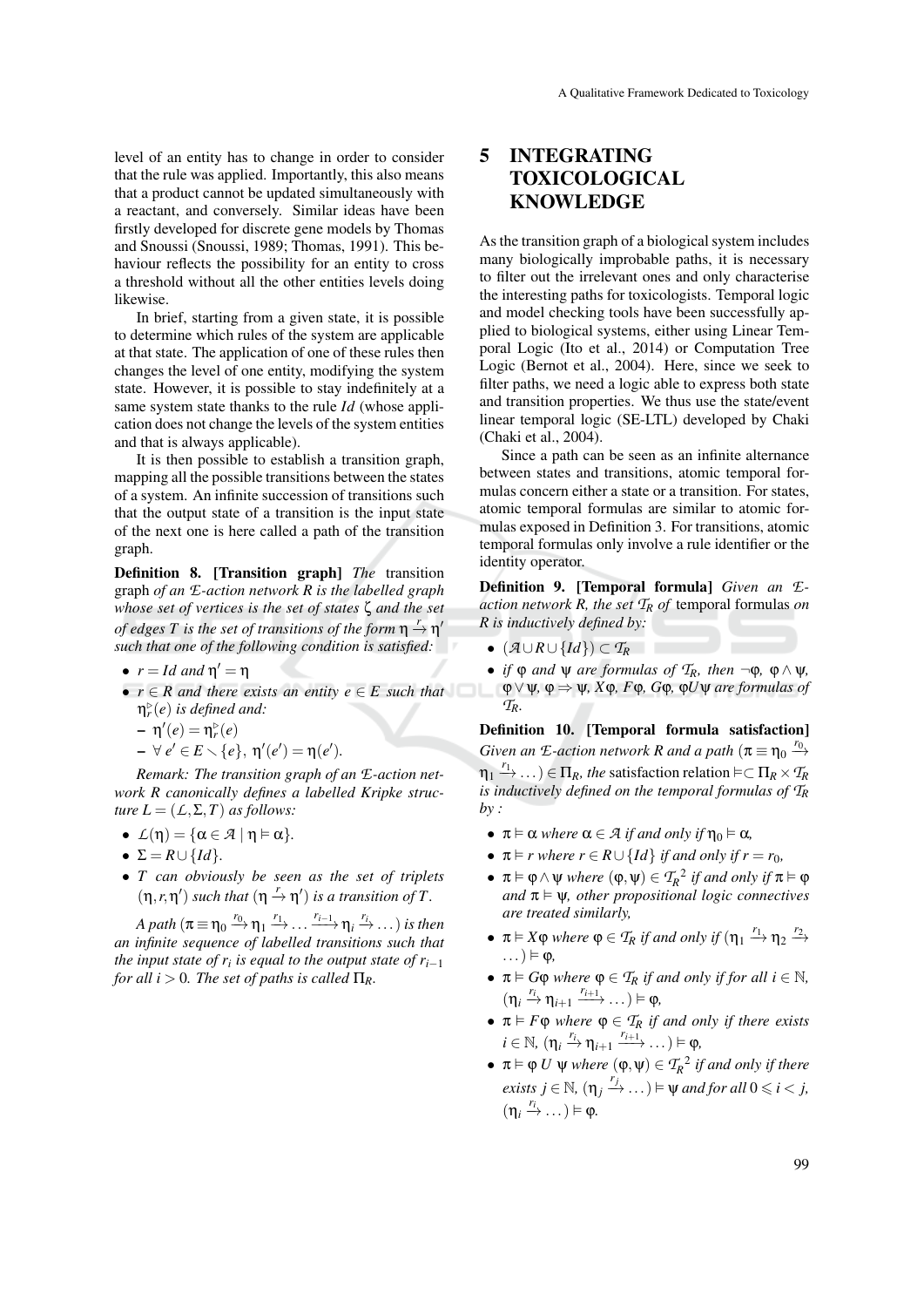level of an entity has to change in order to consider that the rule was applied. Importantly, this also means that a product cannot be updated simultaneously with a reactant, and conversely. Similar ideas have been firstly developed for discrete gene models by Thomas and Snoussi (Snoussi, 1989; Thomas, 1991). This behaviour reflects the possibility for an entity to cross a threshold without all the other entities levels doing likewise.

In brief, starting from a given state, it is possible to determine which rules of the system are applicable at that state. The application of one of these rules then changes the level of one entity, modifying the system state. However, it is possible to stay indefinitely at a same system state thanks to the rule *Id* (whose application does not change the levels of the system entities and that is always applicable).

It is then possible to establish a transition graph, mapping all the possible transitions between the states of a system. An infinite succession of transitions such that the output state of a transition is the input state of the next one is here called a path of the transition graph.

**Definition 8. [Transition graph]** *The* transition graph *of an $\mathcal{E}$-action network $R$ is the labelled graph whose set of vertices is the set of states $\zeta$ and the set of edges $T$ is the set of transitions of the form $\eta \xrightarrow{r} \eta'$ such that one of the following condition is satisfied:*

- $r = Id$ *and* $\eta' = \eta$
- $r \in R$ *and there exists an entity* $e \in E$ *such that* $\eta_r^{\triangleright}(e)$ *is defined and:*
  - $\eta'(e) = \eta_r^{\triangleright}(e)$
  - $\forall\, e' \in E \setminus \{e\},\ \eta'(e') = \eta(e')$.

*Remark: The transition graph of an $\mathcal{E}$-action network $R$ canonically defines a labelled Kripke structure $L = (\mathcal{L}, \Sigma, T)$ as follows:*

- $\mathcal{L}(\eta) = \{\alpha \in \mathcal{A} \mid \eta \vDash \alpha\}$.
- $\Sigma = R \cup \{Id\}$.
- $T$ *can obviously be seen as the set of triplets* $(\eta, r, \eta')$ *such that* $(\eta \xrightarrow{r} \eta')$ *is a transition of* $T$.

*A path* $(\pi \equiv \eta_0 \xrightarrow{r_0} \eta_1 \xrightarrow{r_1} \dots \xrightarrow{r_{i-1}} \eta_i \xrightarrow{r_i} \dots)$ *is then an infinite sequence of labelled transitions such that the input state of $r_i$ is equal to the output state of $r_{i-1}$ for all $i > 0$. The set of paths is called $\Pi_R$.*

## 5 INTEGRATING TOXICOLOGICAL KNOWLEDGE

As the transition graph of a biological system includes many biologically improbable paths, it is necessary to filter out the irrelevant ones and only characterise the interesting paths for toxicologists. Temporal logic and model checking tools have been successfully applied to biological systems, either using Linear Temporal Logic (Ito et al., 2014) or Computation Tree Logic (Bernot et al., 2004). Here, since we seek to filter paths, we need a logic able to express both state and transition properties. We thus use the state/event linear temporal logic (SE-LTL) developed by Chaki (Chaki et al., 2004).

Since a path can be seen as an infinite alternance between states and transitions, atomic temporal formulas concern either a state or a transition. For states, atomic temporal formulas are similar to atomic formulas exposed in Definition 3. For transitions, atomic temporal formulas only involve a rule identifier or the identity operator.

**Definition 9. [Temporal formula]** *Given an $\mathcal{E}$-action network $R$, the set $\mathcal{T}_R$ of* temporal formulas *on $R$ is inductively defined by:*

- $(\mathcal{A} \cup R \cup \{Id\}) \subset \mathcal{T}_R$
- *if* $\varphi$ *and* $\psi$ *are formulas of* $\mathcal{T}_R$, *then* $\neg\varphi$, $\varphi \wedge \psi$, $\varphi \vee \psi$, $\varphi \Rightarrow \psi$, $X\varphi$, $F\varphi$, $G\varphi$, $\varphi U \psi$ *are formulas of* $\mathcal{T}_R$.

**Definition 10. [Temporal formula satisfaction]** *Given an $\mathcal{E}$-action network $R$ and a path* $(\pi \equiv \eta_0 \xrightarrow{r_0} \eta_1 \xrightarrow{r_1} \dots) \in \Pi_R$, *the* satisfaction relation $\vDash \subset \Pi_R \times \mathcal{T}_R$ *is inductively defined on the temporal formulas of $\mathcal{T}_R$ by :*

- $\pi \vDash \alpha$ *where* $\alpha \in \mathcal{A}$ *if and only if* $\eta_0 \vDash \alpha$,
- $\pi \vDash r$ *where* $r \in R \cup \{Id\}$ *if and only if* $r = r_0$,
- $\pi \vDash \varphi \wedge \psi$ *where* $(\varphi, \psi) \in \mathcal{T}_R^2$ *if and only if* $\pi \vDash \varphi$ *and* $\pi \vDash \psi$, *other propositional logic connectives are treated similarly,*
- $\pi \vDash X\varphi$ *where* $\varphi \in \mathcal{T}_R$ *if and only if* $(\eta_1 \xrightarrow{r_1} \eta_2 \xrightarrow{r_2} \dots) \vDash \varphi$,
- $\pi \vDash G\varphi$ *where* $\varphi \in \mathcal{T}_R$ *if and only if for all* $i \in \mathbb{N}$, $(\eta_i \xrightarrow{r_i} \eta_{i+1} \xrightarrow{r_{i+1}} \dots) \vDash \varphi$,
- $\pi \vDash F\varphi$ *where* $\varphi \in \mathcal{T}_R$ *if and only if there exists* $i \in \mathbb{N}$, $(\eta_i \xrightarrow{r_i} \eta_{i+1} \xrightarrow{r_{i+1}} \dots) \vDash \varphi$,
- $\pi \vDash \varphi\ U\ \psi$ *where* $(\varphi, \psi) \in \mathcal{T}_R^2$ *if and only if there exists* $j \in \mathbb{N}$, $(\eta_j \xrightarrow{r_j} \dots) \vDash \psi$ *and for all* $0 \leqslant i < j$, $(\eta_i \xrightarrow{r_i} \dots) \vDash \varphi$.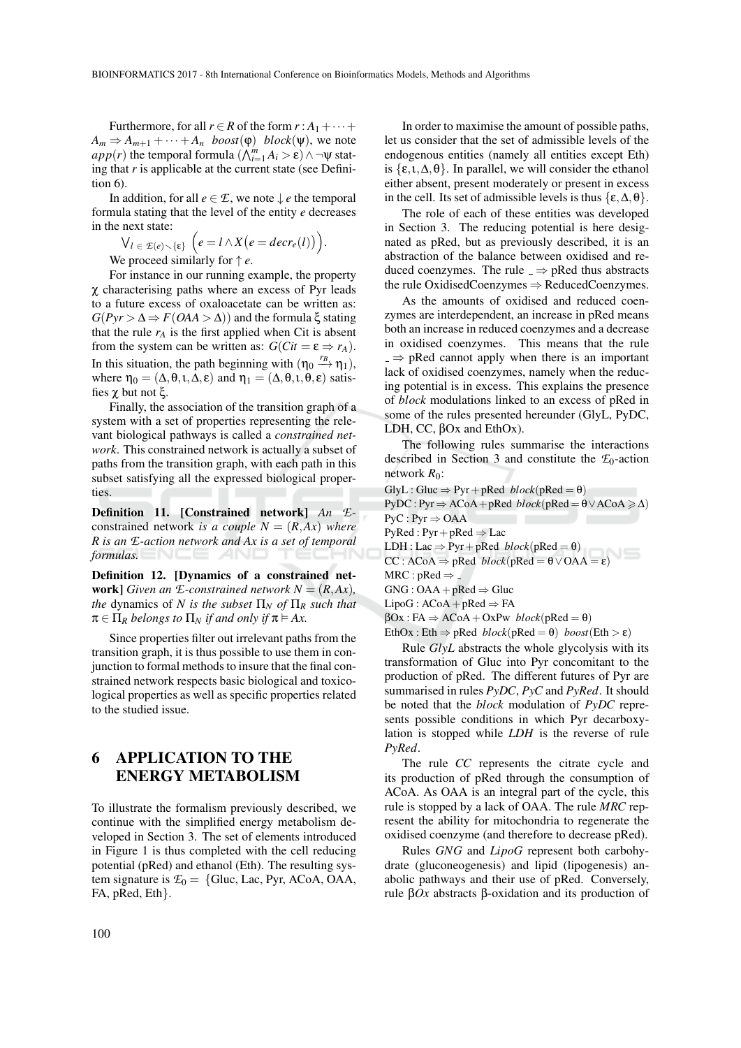Furthermore, for all $r \in R$ of the form $r : A_1 + \cdots + A_m \Rightarrow A_{m+1} + \cdots + A_n$ $boost(\varphi)$ $block(\psi)$, we note $app(r)$ the temporal formula $(\bigwedge_{i=1}^{m} A_i > \varepsilon) \wedge \neg\psi$ stating that $r$ is applicable at the current state (see Definition 6).

In addition, for all $e \in \mathcal{E}$, we note $\downarrow e$ the temporal formula stating that the level of the entity $e$ decreases in the next state:

$$\bigvee_{l \in \mathcal{E}(e) \smallsetminus \{\varepsilon\}} \Big( e = l \wedge X\big(e = decr_e(l)\big)\Big).$$

We proceed similarly for $\uparrow e$.

For instance in our running example, the property $\chi$ characterising paths where an excess of Pyr leads to a future excess of oxaloacetate can be written as: $G(Pyr > \Delta \Rightarrow F(OAA > \Delta))$ and the formula $\xi$ stating that the rule $r_A$ is the first applied when Cit is absent from the system can be written as: $G(Cit = \varepsilon \Rightarrow r_A)$. In this situation, the path beginning with $(\eta_0 \xrightarrow{r_B} \eta_1)$, where $\eta_0 = (\Delta, \theta, \iota, \Delta, \varepsilon)$ and $\eta_1 = (\Delta, \theta, \iota, \theta, \varepsilon)$ satisfies $\chi$ but not $\xi$.

Finally, the association of the transition graph of a system with a set of properties representing the relevant biological pathways is called a *constrained network*. This constrained network is actually a subset of paths from the transition graph, with each path in this subset satisfying all the expressed biological properties.

**Definition 11. [Constrained network]** *An $\mathcal{E}$-constrained network is a couple $N = (R, Ax)$ where $R$ is an $\mathcal{E}$-action network and $Ax$ is a set of temporal formulas.*

**Definition 12. [Dynamics of a constrained network]** *Given an $\mathcal{E}$-constrained network $N = (R, Ax)$, the* dynamics *of $N$ is the subset $\Pi_N$ of $\Pi_R$ such that $\pi \in \Pi_R$ belongs to $\Pi_N$ if and only if $\pi \models Ax$.*

Since properties filter out irrelevant paths from the transition graph, it is thus possible to use them in conjunction to formal methods to insure that the final constrained network respects basic biological and toxicological properties as well as specific properties related to the studied issue.

## 6 APPLICATION TO THE ENERGY METABOLISM

To illustrate the formalism previously described, we continue with the simplified energy metabolism developed in Section 3. The set of elements introduced in Figure 1 is thus completed with the cell reducing potential (pRed) and ethanol (Eth). The resulting system signature is $\mathcal{E}_0 = \{$Gluc, Lac, Pyr, ACoA, OAA, FA, pRed, Eth$\}$.

In order to maximise the amount of possible paths, let us consider that the set of admissible levels of the endogenous entities (namely all entities except Eth) is $\{\varepsilon, \iota, \Delta, \theta\}$. In parallel, we will consider the ethanol either absent, present moderately or present in excess in the cell. Its set of admissible levels is thus $\{\varepsilon, \Delta, \theta\}$.

The role of each of these entities was developed in Section 3. The reducing potential is here designated as pRed, but as previously described, it is an abstraction of the balance between oxidised and reduced coenzymes. The rule $\_ \Rightarrow$ pRed thus abstracts the rule OxidisedCoenzymes $\Rightarrow$ ReducedCoenzymes.

As the amounts of oxidised and reduced coenzymes are interdependent, an increase in pRed means both an increase in reduced coenzymes and a decrease in oxidised coenzymes. This means that the rule $\_ \Rightarrow$ pRed cannot apply when there is an important lack of oxidised coenzymes, namely when the reducing potential is in excess. This explains the presence of *block* modulations linked to an excess of pRed in some of the rules presented hereunder (GlyL, PyDC, LDH, CC, $\beta$Ox and EthOx).

The following rules summarise the interactions described in Section 3 and constitute the $\mathcal{E}_0$-action network $R_0$:

GlyL : Gluc $\Rightarrow$ Pyr + pRed $block(\text{pRed} = \theta)$
PyDC : Pyr $\Rightarrow$ ACoA + pRed $block(\text{pRed} = \theta \vee \text{ACoA} \geqslant \Delta)$
PyC : Pyr $\Rightarrow$ OAA
PyRed : Pyr + pRed $\Rightarrow$ Lac
LDH : Lac $\Rightarrow$ Pyr + pRed $block(\text{pRed} = \theta)$
CC : ACoA $\Rightarrow$ pRed $block(\text{pRed} = \theta \vee \text{OAA} = \varepsilon)$
MRC : pRed $\Rightarrow$ _
GNG : OAA + pRed $\Rightarrow$ Gluc
LipoG : ACoA + pRed $\Rightarrow$ FA
$\beta$Ox : FA $\Rightarrow$ ACoA + OxPw $block(\text{pRed} = \theta)$
EthOx : Eth $\Rightarrow$ pRed $block(\text{pRed} = \theta)$ $boost(\text{Eth} > \varepsilon)$

Rule *GlyL* abstracts the whole glycolysis with its transformation of Gluc into Pyr concomitant to the production of pRed. The different futures of Pyr are summarised in rules *PyDC*, *PyC* and *PyRed*. It should be noted that the *block* modulation of *PyDC* represents possible conditions in which Pyr decarboxylation is stopped while *LDH* is the reverse of rule *PyRed*.

The rule *CC* represents the citrate cycle and its production of pRed through the consumption of ACoA. As OAA is an integral part of the cycle, this rule is stopped by a lack of OAA. The rule *MRC* represent the ability for mitochondria to regenerate the oxidised coenzyme (and therefore to decrease pRed).

Rules *GNG* and *LipoG* represent both carbohydrate (gluconeogenesis) and lipid (lipogenesis) anabolic pathways and their use of pRed. Conversely, rule $\beta Ox$ abstracts $\beta$-oxidation and its production of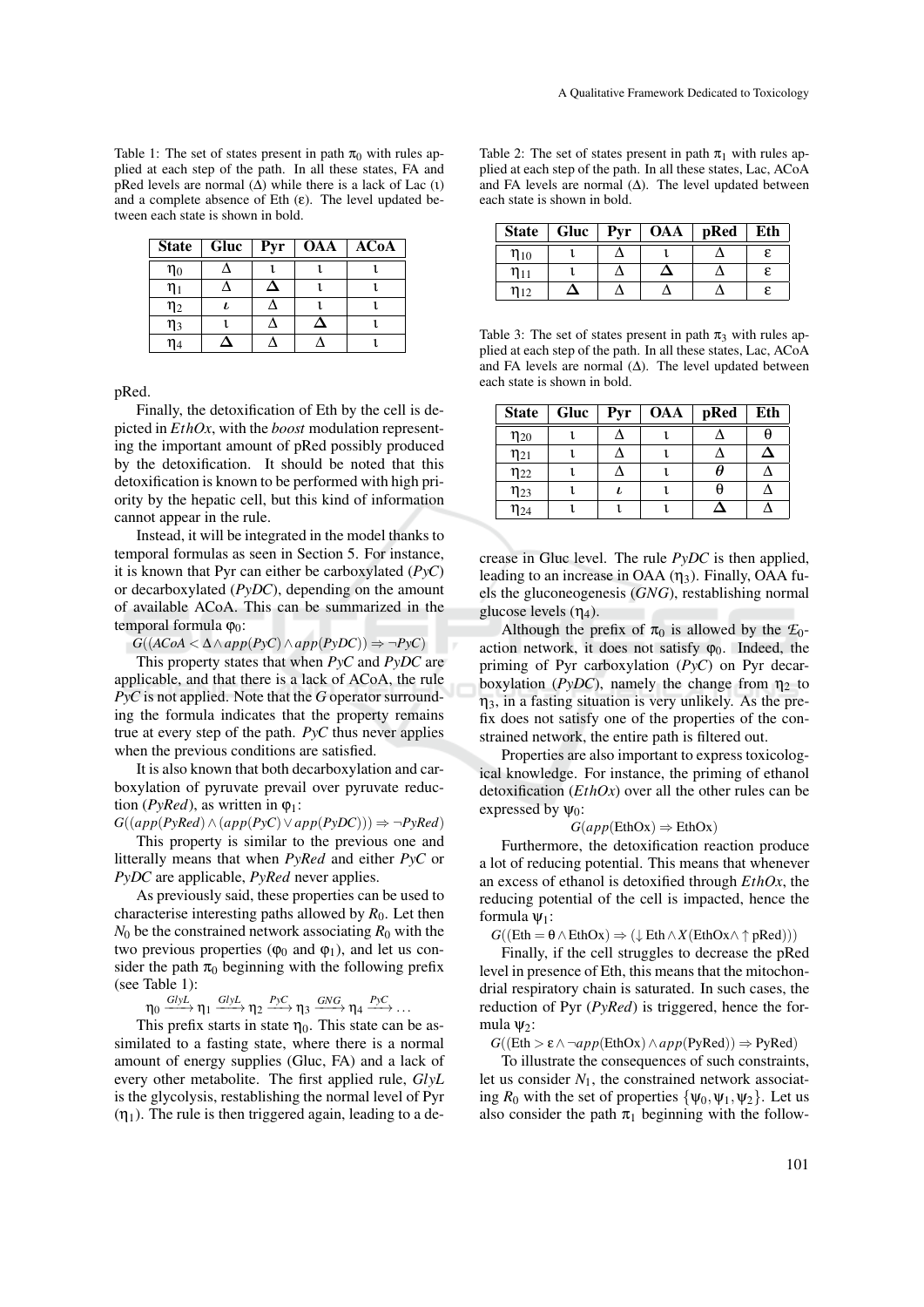Table 1: The set of states present in path $\pi_0$ with rules applied at each step of the path. In all these states, FA and pRed levels are normal ($\Delta$) while there is a lack of Lac ($\iota$) and a complete absence of Eth ($\varepsilon$). The level updated between each state is shown in bold.

| State | Gluc | Pyr | OAA | ACoA |
|---|---|---|---|---|
| $\eta_0$ | $\Delta$ | $\iota$ | $\iota$ | $\iota$ |
| $\eta_1$ | $\Delta$ | $\boldsymbol{\Delta}$ | $\iota$ | $\iota$ |
| $\eta_2$ | $\boldsymbol{\iota}$ | $\Delta$ | $\iota$ | $\iota$ |
| $\eta_3$ | $\iota$ | $\Delta$ | $\boldsymbol{\Delta}$ | $\iota$ |
| $\eta_4$ | $\boldsymbol{\Delta}$ | $\Delta$ | $\Delta$ | $\iota$ |

pRed.

Finally, the detoxification of Eth by the cell is depicted in *EthOx*, with the *boost* modulation representing the important amount of pRed possibly produced by the detoxification. It should be noted that this detoxification is known to be performed with high priority by the hepatic cell, but this kind of information cannot appear in the rule.

Instead, it will be integrated in the model thanks to temporal formulas as seen in Section 5. For instance, it is known that Pyr can either be carboxylated (*PyC*) or decarboxylated (*PyDC*), depending on the amount of available ACoA. This can be summarized in the temporal formula $\varphi_0$:

$$G((ACoA < \Delta \wedge app(PyC) \wedge app(PyDC)) \Rightarrow \neg PyC)$$

This property states that when *PyC* and *PyDC* are applicable, and that there is a lack of ACoA, the rule *PyC* is not applied. Note that the $G$ operator surrounding the formula indicates that the property remains true at every step of the path. *PyC* thus never applies when the previous conditions are satisfied.

It is also known that both decarboxylation and carboxylation of pyruvate prevail over pyruvate reduction (*PyRed*), as written in $\varphi_1$:

$$G((app(PyRed) \wedge (app(PyC) \vee app(PyDC))) \Rightarrow \neg PyRed)$$

This property is similar to the previous one and litterally means that when *PyRed* and either *PyC* or *PyDC* are applicable, *PyRed* never applies.

As previously said, these properties can be used to characterise interesting paths allowed by $R_0$. Let then $N_0$ be the constrained network associating $R_0$ with the two previous properties ($\varphi_0$ and $\varphi_1$), and let us consider the path $\pi_0$ beginning with the following prefix (see Table 1):

$$\eta_0 \xrightarrow{GlyL} \eta_1 \xrightarrow{GlyL} \eta_2 \xrightarrow{PyC} \eta_3 \xrightarrow{GNG} \eta_4 \xrightarrow{PyC} \dots$$

This prefix starts in state $\eta_0$. This state can be assimilated to a fasting state, where there is a normal amount of energy supplies (Gluc, FA) and a lack of every other metabolite. The first applied rule, *GlyL* is the glycolysis, restablishing the normal level of Pyr ($\eta_1$). The rule is then triggered again, leading to a decrease in Gluc level. The rule *PyDC* is then applied, leading to an increase in OAA ($\eta_3$). Finally, OAA fuels the gluconeogenesis (*GNG*), establishing normal glucose levels ($\eta_4$).

Although the prefix of $\pi_0$ is allowed by the $\mathcal{E}_0$-action network, it does not satisfy $\varphi_0$. Indeed, the priming of Pyr carboxylation (*PyC*) on Pyr decarboxylation (*PyDC*), namely the change from $\eta_2$ to $\eta_3$, in a fasting situation is very unlikely. As the prefix does not satisfy one of the properties of the constrained network, the entire path is filtered out.

Properties are also important to express toxicological knowledge. For instance, the priming of ethanol detoxification (*EthOx*) over all the other rules can be expressed by $\psi_0$:

$$G(app(\text{EthOx}) \Rightarrow \text{EthOx})$$

Furthermore, the detoxification reaction produce a lot of reducing potential. This means that whenever an excess of ethanol is detoxified through *EthOx*, the reducing potential of the cell is impacted, hence the formula $\psi_1$:

$$G((\text{Eth} = \theta \wedge \text{EthOx}) \Rightarrow (\downarrow \text{Eth} \wedge X(\text{EthOx} \wedge \uparrow \text{pRed})))$$

Finally, if the cell struggles to decrease the pRed level in presence of Eth, this means that the mitochondrial respiratory chain is saturated. In such cases, the reduction of Pyr (*PyRed*) is triggered, hence the formula $\psi_2$:

$$G((\text{Eth} > \varepsilon \wedge \neg app(\text{EthOx}) \wedge app(\text{PyRed})) \Rightarrow \text{PyRed})$$

To illustrate the consequences of such constraints, let us consider $N_1$, the constrained network associating $R_0$ with the set of properties $\{\psi_0, \psi_1, \psi_2\}$. Let us also consider the path $\pi_1$ beginning with the follow-

Table 2: The set of states present in path $\pi_1$ with rules applied at each step of the path. In all these states, Lac, ACoA and FA levels are normal ($\Delta$). The level updated between each state is shown in bold.

| State | Gluc | Pyr | OAA | pRed | Eth |
|---|---|---|---|---|---|
| $\eta_{10}$ | $\iota$ | $\Delta$ | $\iota$ | $\Delta$ | $\varepsilon$ |
| $\eta_{11}$ | $\iota$ | $\Delta$ | $\boldsymbol{\Delta}$ | $\Delta$ | $\varepsilon$ |
| $\eta_{12}$ | $\boldsymbol{\Delta}$ | $\Delta$ | $\Delta$ | $\Delta$ | $\varepsilon$ |

Table 3: The set of states present in path $\pi_3$ with rules applied at each step of the path. In all these states, Lac, ACoA and FA levels are normal ($\Delta$). The level updated between each state is shown in bold.

| State | Gluc | Pyr | OAA | pRed | Eth |
|---|---|---|---|---|---|
| $\eta_{20}$ | $\iota$ | $\Delta$ | $\iota$ | $\Delta$ | $\theta$ |
| $\eta_{21}$ | $\iota$ | $\Delta$ | $\iota$ | $\Delta$ | $\boldsymbol{\Delta}$ |
| $\eta_{22}$ | $\iota$ | $\Delta$ | $\iota$ | $\boldsymbol{\theta}$ | $\Delta$ |
| $\eta_{23}$ | $\iota$ | $\boldsymbol{\iota}$ | $\iota$ | $\theta$ | $\Delta$ |
| $\eta_{24}$ | $\iota$ | $\iota$ | $\iota$ | $\boldsymbol{\Delta}$ | $\Delta$ |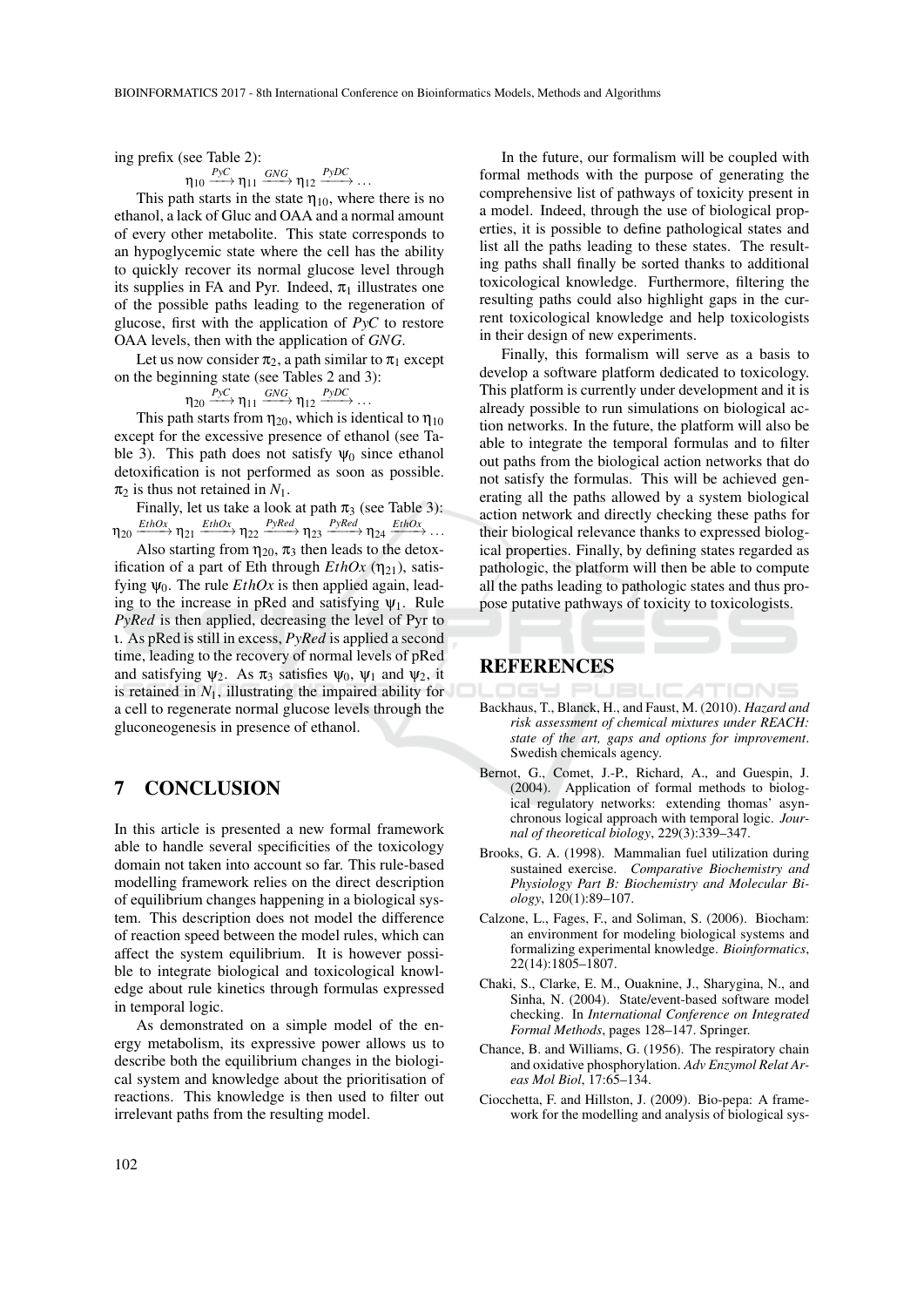ing prefix (see Table 2):

$$\eta_{10} \xrightarrow{PyC} \eta_{11} \xrightarrow{GNG} \eta_{12} \xrightarrow{PyDC} \dots$$

This path starts in the state $\eta_{10}$, where there is no ethanol, a lack of Gluc and OAA and a normal amount of every other metabolite. This state corresponds to an hypoglycemic state where the cell has the ability to quickly recover its normal glucose level through its supplies in FA and Pyr. Indeed, $\pi_1$ illustrates one of the possible paths leading to the regeneration of glucose, first with the application of *PyC* to restore OAA levels, then with the application of *GNG*.

Let us now consider $\pi_2$, a path similar to $\pi_1$ except on the beginning state (see Tables 2 and 3):

$$\eta_{20} \xrightarrow{PyC} \eta_{11} \xrightarrow{GNG} \eta_{12} \xrightarrow{PyDC} \dots$$

This path starts from $\eta_{20}$, which is identical to $\eta_{10}$ except for the excessive presence of ethanol (see Table 3). This path does not satisfy $\psi_0$ since ethanol detoxification is not performed as soon as possible. $\pi_2$ is thus not retained in $N_1$.

Finally, let us take a look at path $\pi_3$ (see Table 3):

$$\eta_{20} \xrightarrow{EthOx} \eta_{21} \xrightarrow{EthOx} \eta_{22} \xrightarrow{PyRed} \eta_{23} \xrightarrow{PyRed} \eta_{24} \xrightarrow{EthOx} \dots$$

Also starting from $\eta_{20}$, $\pi_3$ then leads to the detoxification of a part of Eth through *EthOx* ($\eta_{21}$), satisfying $\psi_0$. The rule *EthOx* is then applied again, leading to the increase in pRed and satisfying $\psi_1$. Rule *PyRed* is then applied, decreasing the level of Pyr to $\iota$. As pRed is still in excess, *PyRed* is applied a second time, leading to the recovery of normal levels of pRed and satisfying $\psi_2$. As $\pi_3$ satisfies $\psi_0$, $\psi_1$ and $\psi_2$, it is retained in $N_1$, illustrating the impaired ability for a cell to regenerate normal glucose levels through the gluconeogenesis in presence of ethanol.

## 7 CONCLUSION

In this article is presented a new formal framework able to handle several specificities of the toxicology domain not taken into account so far. This rule-based modelling framework relies on the direct description of equilibrium changes happening in a biological system. This description does not model the difference of reaction speed between the model rules, which can affect the system equilibrium. It is however possible to integrate biological and toxicological knowledge about rule kinetics through formulas expressed in temporal logic.

As demonstrated on a simple model of the energy metabolism, its expressive power allows us to describe both the equilibrium changes in the biological system and knowledge about the prioritisation of reactions. This knowledge is then used to filter out irrelevant paths from the resulting model.

In the future, our formalism will be coupled with formal methods with the purpose of generating the comprehensive list of pathways of toxicity present in a model. Indeed, through the use of biological properties, it is possible to define pathological states and list all the paths leading to these states. The resulting paths shall finally be sorted thanks to additional toxicological knowledge. Furthermore, filtering the resulting paths could also highlight gaps in the current toxicological knowledge and help toxicologists in their design of new experiments.

Finally, this formalism will serve as a basis to develop a software platform dedicated to toxicology. This platform is currently under development and it is already possible to run simulations on biological action networks. In the future, the platform will also be able to integrate the temporal formulas and to filter out paths from the biological action networks that do not satisfy the formulas. This will be achieved generating all the paths allowed by a system biological action network and directly checking these paths for their biological relevance thanks to expressed biological properties. Finally, by defining states regarded as pathologic, the platform will then be able to compute all the paths leading to pathologic states and thus propose putative pathways of toxicity to toxicologists.

## REFERENCES

Backhaus, T., Blanck, H., and Faust, M. (2010). *Hazard and risk assessment of chemical mixtures under REACH: state of the art, gaps and options for improvement*. Swedish chemicals agency.

Bernot, G., Comet, J.-P., Richard, A., and Guespin, J. (2004). Application of formal methods to biological regulatory networks: extending thomas' asynchronous logical approach with temporal logic. *Journal of theoretical biology*, 229(3):339–347.

Brooks, G. A. (1998). Mammalian fuel utilization during sustained exercise. *Comparative Biochemistry and Physiology Part B: Biochemistry and Molecular Biology*, 120(1):89–107.

Calzone, L., Fages, F., and Soliman, S. (2006). Biocham: an environment for modeling biological systems and formalizing experimental knowledge. *Bioinformatics*, 22(14):1805–1807.

Chaki, S., Clarke, E. M., Ouaknine, J., Sharygina, N., and Sinha, N. (2004). State/event-based software model checking. In *International Conference on Integrated Formal Methods*, pages 128–147. Springer.

Chance, B. and Williams, G. (1956). The respiratory chain and oxidative phosphorylation. *Adv Enzymol Relat Areas Mol Biol*, 17:65–134.

Ciocchetta, F. and Hillston, J. (2009). Bio-pepa: A framework for the modelling and analysis of biological sys-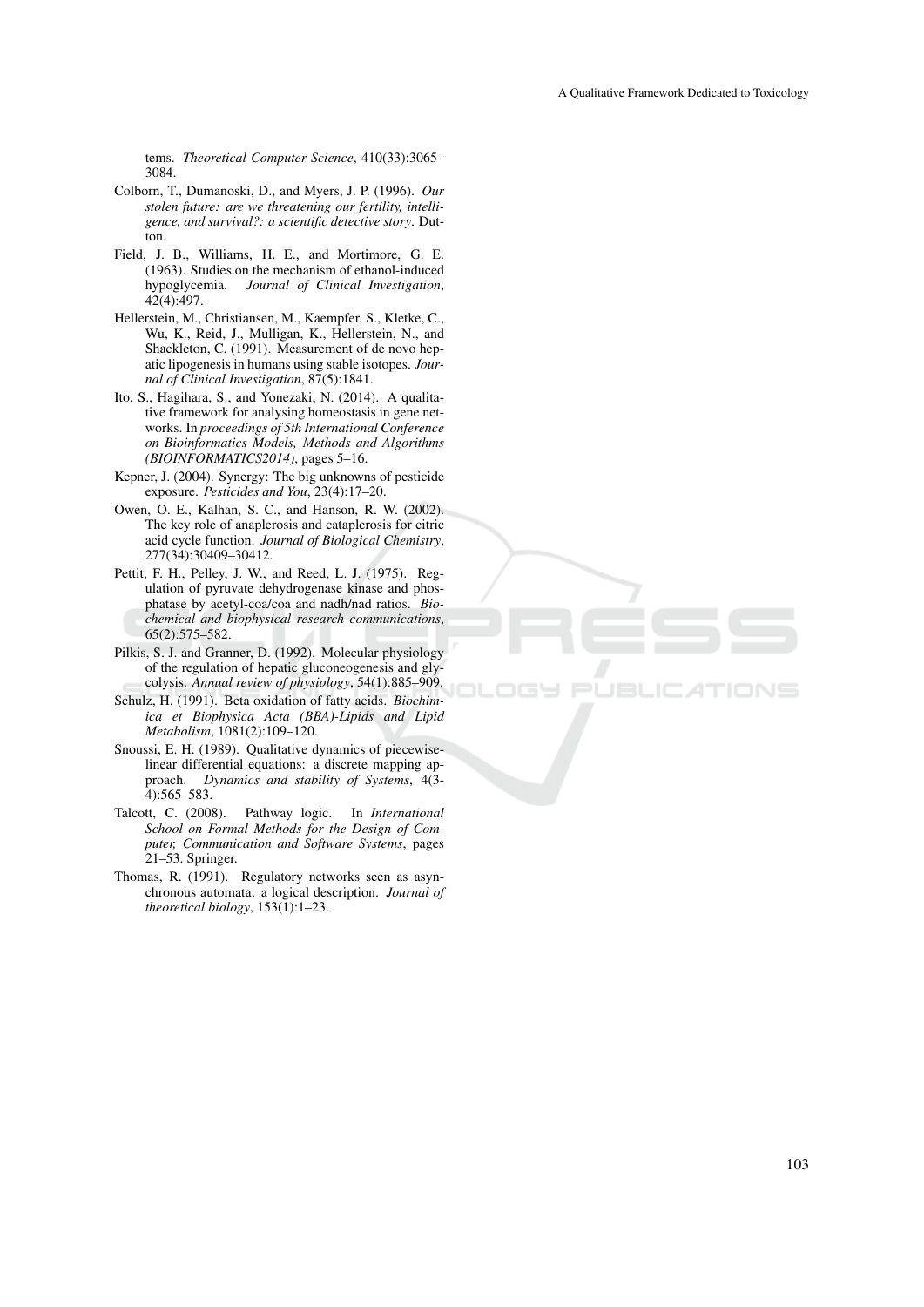tems. *Theoretical Computer Science*, 410(33):3065–3084.

Colborn, T., Dumanoski, D., and Myers, J. P. (1996). *Our stolen future: are we threatening our fertility, intelligence, and survival?: a scientific detective story*. Dutton.

Field, J. B., Williams, H. E., and Mortimore, G. E. (1963). Studies on the mechanism of ethanol-induced hypoglycemia. *Journal of Clinical Investigation*, 42(4):497.

Hellerstein, M., Christiansen, M., Kaempfer, S., Kletke, C., Wu, K., Reid, J., Mulligan, K., Hellerstein, N., and Shackleton, C. (1991). Measurement of de novo hepatic lipogenesis in humans using stable isotopes. *Journal of Clinical Investigation*, 87(5):1841.

Ito, S., Hagihara, S., and Yonezaki, N. (2014). A qualitative framework for analysing homeostasis in gene networks. In *proceedings of 5th International Conference on Bioinformatics Models, Methods and Algorithms (BIOINFORMATICS2014)*, pages 5–16.

Kepner, J. (2004). Synergy: The big unknowns of pesticide exposure. *Pesticides and You*, 23(4):17–20.

Owen, O. E., Kalhan, S. C., and Hanson, R. W. (2002). The key role of anaplerosis and cataplerosis for citric acid cycle function. *Journal of Biological Chemistry*, 277(34):30409–30412.

Pettit, F. H., Pelley, J. W., and Reed, L. J. (1975). Regulation of pyruvate dehydrogenase kinase and phosphatase by acetyl-coa/coa and nadh/nad ratios. *Biochemical and biophysical research communications*, 65(2):575–582.

Pilkis, S. J. and Granner, D. (1992). Molecular physiology of the regulation of hepatic gluconeogenesis and glycolysis. *Annual review of physiology*, 54(1):885–909.

Schulz, H. (1991). Beta oxidation of fatty acids. *Biochimica et Biophysica Acta (BBA)-Lipids and Lipid Metabolism*, 1081(2):109–120.

Snoussi, E. H. (1989). Qualitative dynamics of piecewise-linear differential equations: a discrete mapping approach. *Dynamics and stability of Systems*, 4(3-4):565–583.

Talcott, C. (2008). Pathway logic. In *International School on Formal Methods for the Design of Computer, Communication and Software Systems*, pages 21–53. Springer.

Thomas, R. (1991). Regulatory networks seen as asynchronous automata: a logical description. *Journal of theoretical biology*, 153(1):1–23.